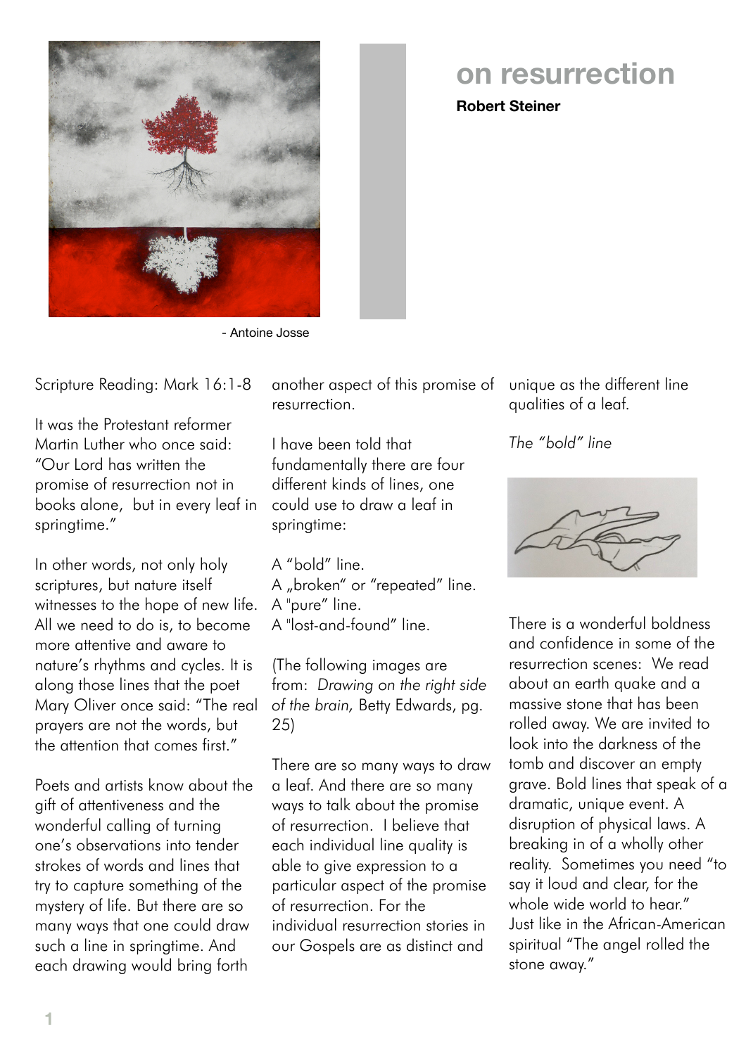# on resurrection

**Robert Steiner**

- Antoine Josse

Scripture Reading: Mark 16:1-8

It was the Protestant reformer Martin Luther who once said: "Our Lord has written the promise of resurrection not in books alone, but in every leaf in springtime."

In other words, not only holy scriptures, but nature itself witnesses to the hope of new life. All we need to do is, to become more attentive and aware to nature's rhythms and cycles. It is along those lines that the poet Mary Oliver once said: "The real prayers are not the words, but the attention that comes first."

Poets and artists know about the gift of attentiveness and the wonderful calling of turning one's observations into tender strokes of words and lines that try to capture something of the mystery of life. But there are so many ways that one could draw such a line in springtime. And each drawing would bring forth another aspect of this promise of resurrection.

I have been told that fundamentally there are four different kinds of lines, one could use to draw a leaf in springtime:

A "bold" line.
A „broken" or "repeated" line.
A "pure" line.
A "lost-and-found" line.

(The following images are from: *Drawing on the right side of the brain,* Betty Edwards, pg. 25)

There are so many ways to draw a leaf. And there are so many ways to talk about the promise of resurrection. I believe that each individual line quality is able to give expression to a particular aspect of the promise of resurrection. For the individual resurrection stories in our Gospels are as distinct and unique as the different line qualities of a leaf.

*The "bold" line*

There is a wonderful boldness and confidence in some of the resurrection scenes: We read about an earth quake and a massive stone that has been rolled away. We are invited to look into the darkness of the tomb and discover an empty grave. Bold lines that speak of a dramatic, unique event. A disruption of physical laws. A breaking in of a wholly other reality. Sometimes you need "to say it loud and clear, for the whole wide world to hear." Just like in the African-American spiritual "The angel rolled the stone away."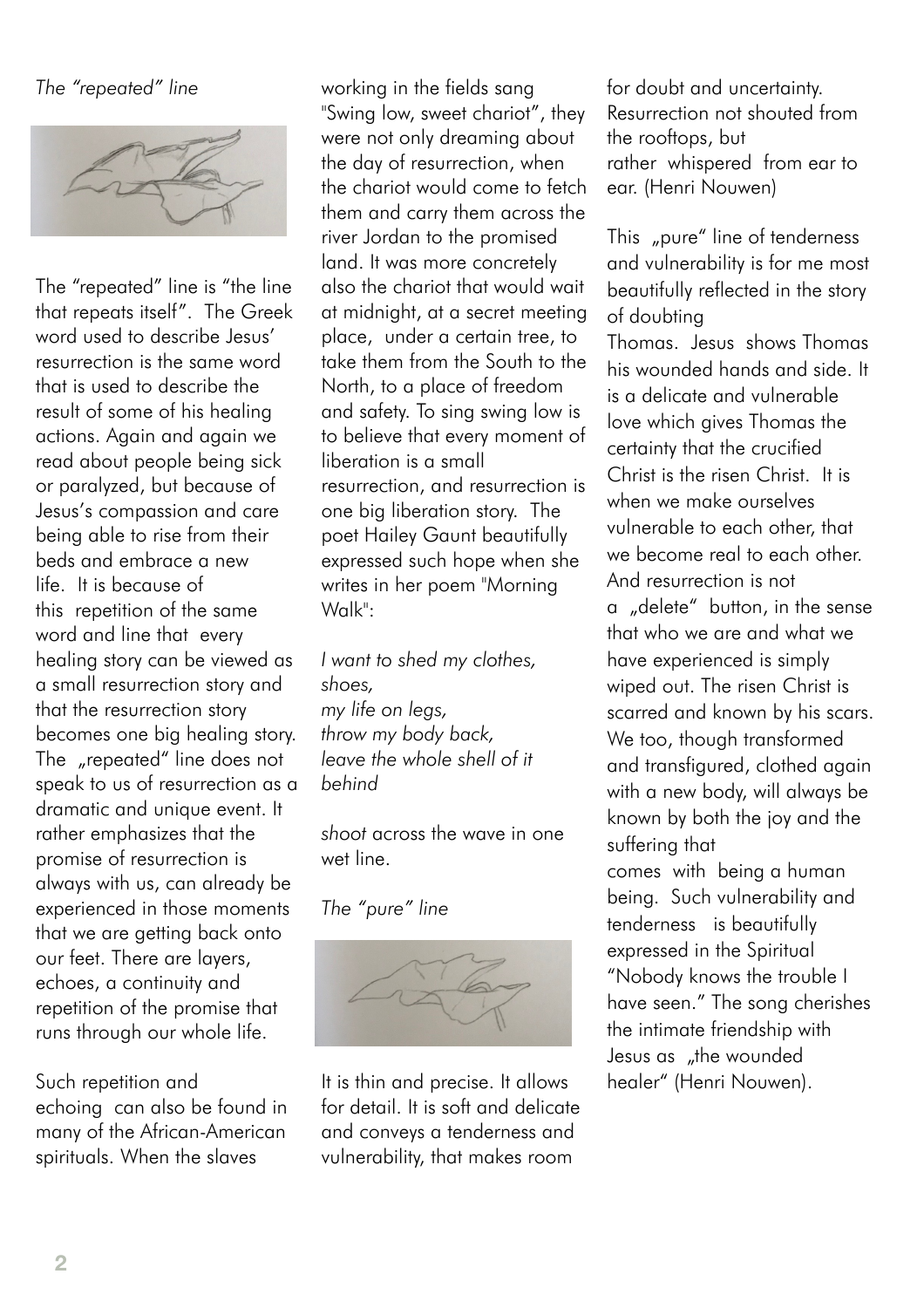*The "repeated" line*

The "repeated" line is "the line that repeats itself". The Greek word used to describe Jesus' resurrection is the same word that is used to describe the result of some of his healing actions. Again and again we read about people being sick or paralyzed, but because of Jesus's compassion and care being able to rise from their beds and embrace a new life. It is because of this repetition of the same word and line that every healing story can be viewed as a small resurrection story and that the resurrection story becomes one big healing story. The „repeated" line does not speak to us of resurrection as a dramatic and unique event. It rather emphasizes that the promise of resurrection is always with us, can already be experienced in those moments that we are getting back onto our feet. There are layers, echoes, a continuity and repetition of the promise that runs through our whole life.

Such repetition and echoing can also be found in many of the African-American spirituals. When the slaves working in the fields sang "Swing low, sweet chariot", they were not only dreaming about the day of resurrection, when the chariot would come to fetch them and carry them across the river Jordan to the promised land. It was more concretely also the chariot that would wait at midnight, at a secret meeting place, under a certain tree, to take them from the South to the North, to a place of freedom and safety. To sing swing low is to believe that every moment of liberation is a small resurrection, and resurrection is one big liberation story. The poet Hailey Gaunt beautifully expressed such hope when she writes in her poem "Morning Walk":

*I want to shed my clothes,*
*shoes,*
*my life on legs,*
*throw my body back,*
*leave the whole shell of it behind*

*shoot* across the wave in one wet line.

*The "pure" line*

It is thin and precise. It allows for detail. It is soft and delicate and conveys a tenderness and vulnerability, that makes room for doubt and uncertainty. Resurrection not shouted from the rooftops, but rather whispered from ear to ear. (Henri Nouwen)

This „pure" line of tenderness and vulnerability is for me most beautifully reflected in the story of doubting Thomas. Jesus shows Thomas his wounded hands and side. It is a delicate and vulnerable love which gives Thomas the certainty that the crucified Christ is the risen Christ. It is when we make ourselves vulnerable to each other, that we become real to each other. And resurrection is not a „delete" button, in the sense that who we are and what we have experienced is simply wiped out. The risen Christ is scarred and known by his scars. We too, though transformed and transfigured, clothed again with a new body, will always be known by both the joy and the suffering that comes with being a human being. Such vulnerability and tenderness is beautifully expressed in the Spiritual "Nobody knows the trouble I have seen." The song cherishes the intimate friendship with Jesus as „the wounded healer" (Henri Nouwen).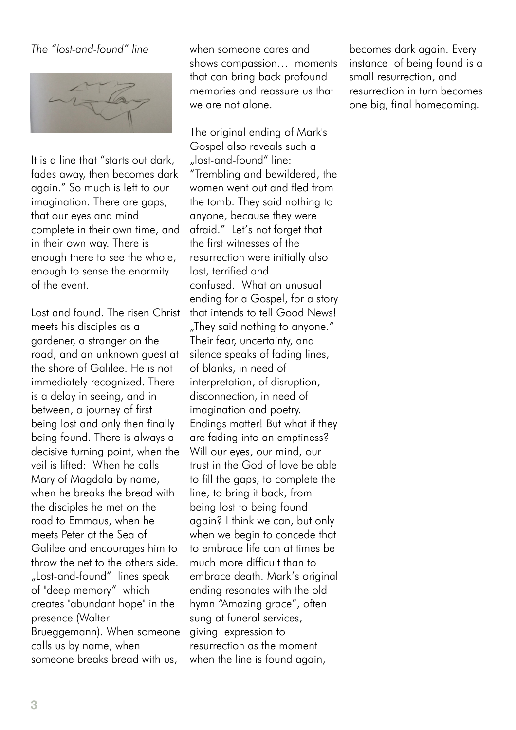*The "lost-and-found" line*

It is a line that "starts out dark, fades away, then becomes dark again." So much is left to our imagination. There are gaps, that our eyes and mind complete in their own time, and in their own way. There is enough there to see the whole, enough to sense the enormity of the event.

Lost and found. The risen Christ meets his disciples as a gardener, a stranger on the road, and an unknown guest at the shore of Galilee. He is not immediately recognized. There is a delay in seeing, and in between, a journey of first being lost and only then finally being found. There is always a decisive turning point, when the veil is lifted: When he calls Mary of Magdala by name, when he breaks the bread with the disciples he met on the road to Emmaus, when he meets Peter at the Sea of Galilee and encourages him to throw the net to the others side. „Lost-and-found" lines speak of "deep memory" which creates "abundant hope" in the presence (Walter Brueggemann). When someone calls us by name, when someone breaks bread with us, when someone cares and shows compassion… moments that can bring back profound memories and reassure us that we are not alone.

The original ending of Mark's Gospel also reveals such a „lost-and-found" line: "Trembling and bewildered, the women went out and fled from the tomb. They said nothing to anyone, because they were afraid." Let's not forget that the first witnesses of the resurrection were initially also lost, terrified and confused. What an unusual ending for a Gospel, for a story that intends to tell Good News! „They said nothing to anyone." Their fear, uncertainty, and silence speaks of fading lines, of blanks, in need of interpretation, of disruption, disconnection, in need of imagination and poetry. Endings matter! But what if they are fading into an emptiness? Will our eyes, our mind, our trust in the God of love be able to fill the gaps, to complete the line, to bring it back, from being lost to being found again? I think we can, but only when we begin to concede that to embrace life can at times be much more difficult than to embrace death. Mark's original ending resonates with the old hymn "Amazing grace", often sung at funeral services, giving expression to resurrection as the moment when the line is found again, becomes dark again. Every instance of being found is a small resurrection, and resurrection in turn becomes one big, final homecoming.